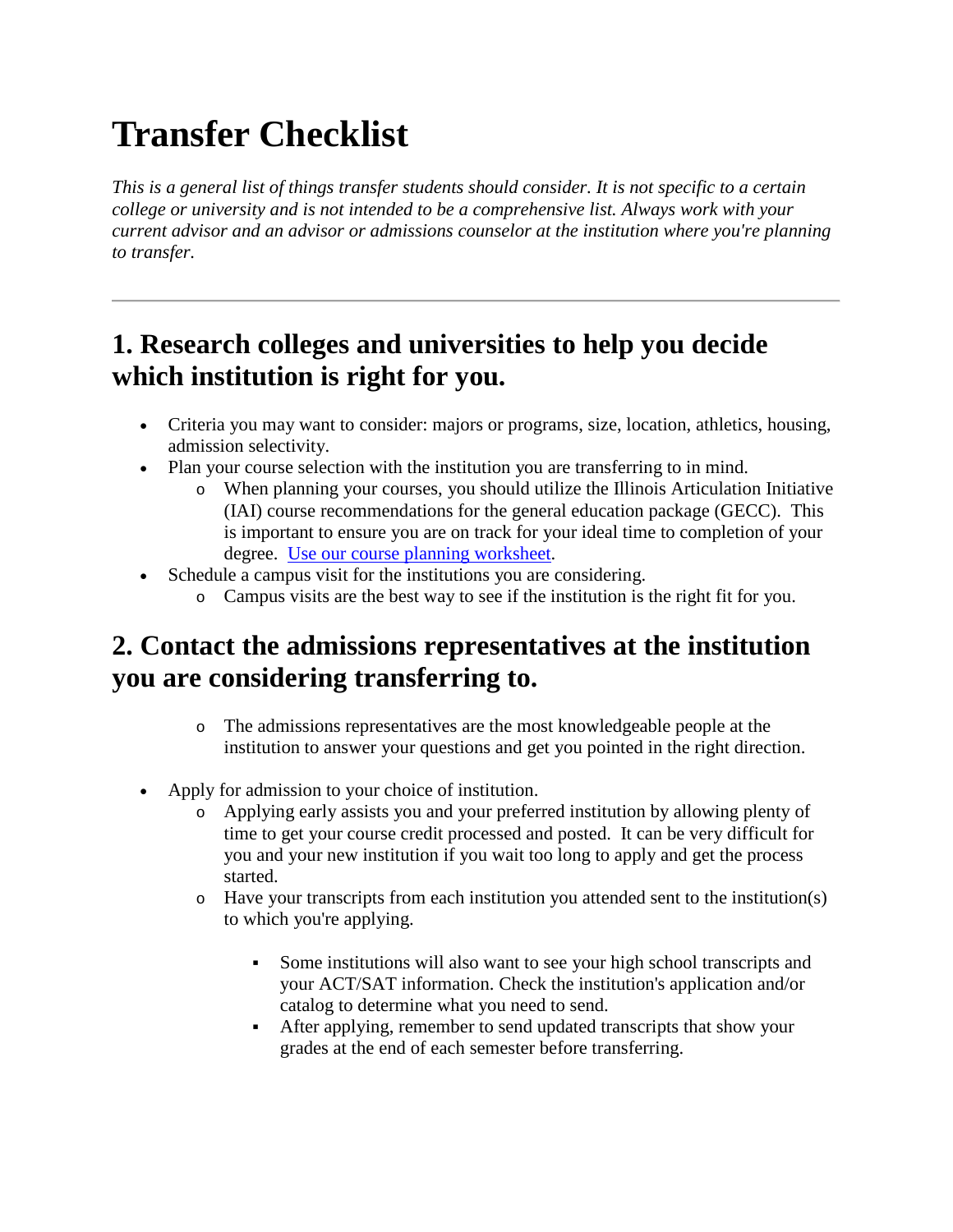# Transfer Checklist

*This is a general list of things transfer students should consider. It is not specific to a certain college or university and is not intended to be a comprehensive list. Always work with your current advisor and an advisor or admissions counselor at the institution where you're planning to transfer.*

---

## 1. Research colleges and universities to help you decide which institution is right for you.

- Criteria you may want to consider: majors or programs, size, location, athletics, housing, admission selectivity.
- Plan your course selection with the institution you are transferring to in mind.
  - When planning your courses, you should utilize the Illinois Articulation Initiative (IAI) course recommendations for the general education package (GECC). This is important to ensure you are on track for your ideal time to completion of your degree. [Use our course planning worksheet](#).
- Schedule a campus visit for the institutions you are considering.
  - Campus visits are the best way to see if the institution is the right fit for you.

## 2. Contact the admissions representatives at the institution you are considering transferring to.

  - The admissions representatives are the most knowledgeable people at the institution to answer your questions and get you pointed in the right direction.

- Apply for admission to your choice of institution.
  - Applying early assists you and your preferred institution by allowing plenty of time to get your course credit processed and posted. It can be very difficult for you and your new institution if you wait too long to apply and get the process started.
  - Have your transcripts from each institution you attended sent to the institution(s) to which you're applying.
    - Some institutions will also want to see your high school transcripts and your ACT/SAT information. Check the institution's application and/or catalog to determine what you need to send.
    - After applying, remember to send updated transcripts that show your grades at the end of each semester before transferring.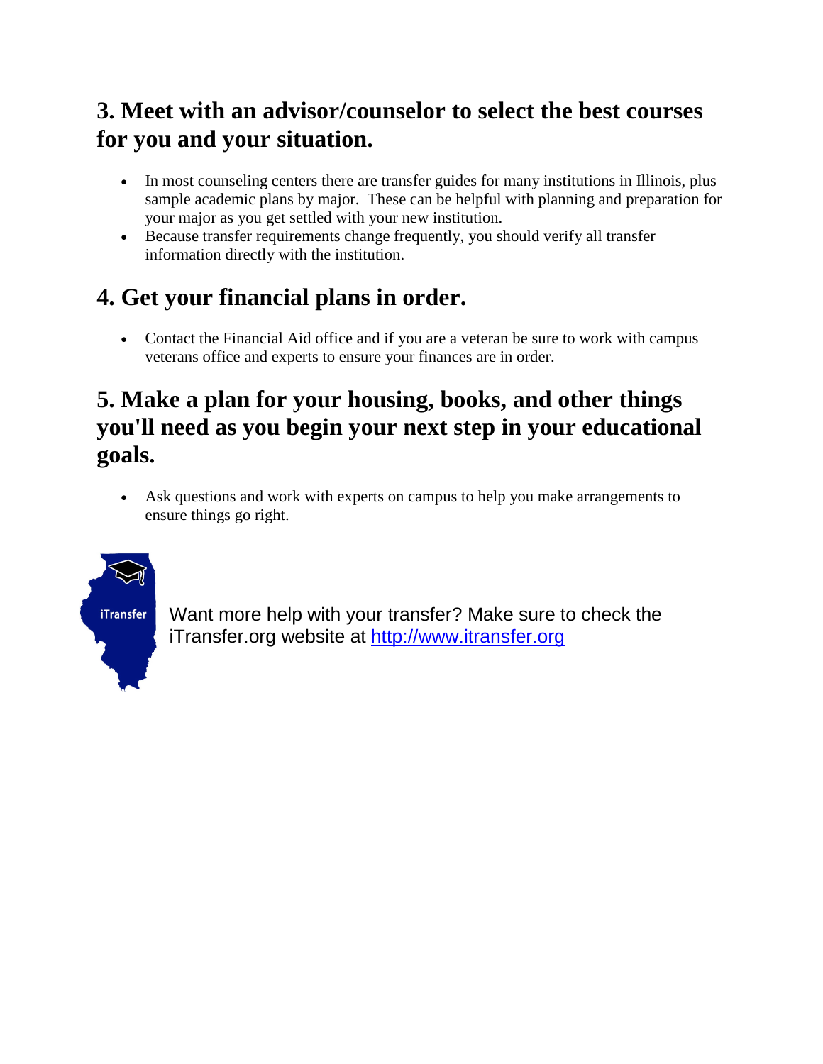## 3. Meet with an advisor/counselor to select the best courses for you and your situation.

- In most counseling centers there are transfer guides for many institutions in Illinois, plus sample academic plans by major. These can be helpful with planning and preparation for your major as you get settled with your new institution.
- Because transfer requirements change frequently, you should verify all transfer information directly with the institution.

## 4. Get your financial plans in order.

- Contact the Financial Aid office and if you are a veteran be sure to work with campus veterans office and experts to ensure your finances are in order.

## 5. Make a plan for your housing, books, and other things you'll need as you begin your next step in your educational goals.

- Ask questions and work with experts on campus to help you make arrangements to ensure things go right.

iTransfer

Want more help with your transfer? Make sure to check the iTransfer.org website at http://www.itransfer.org